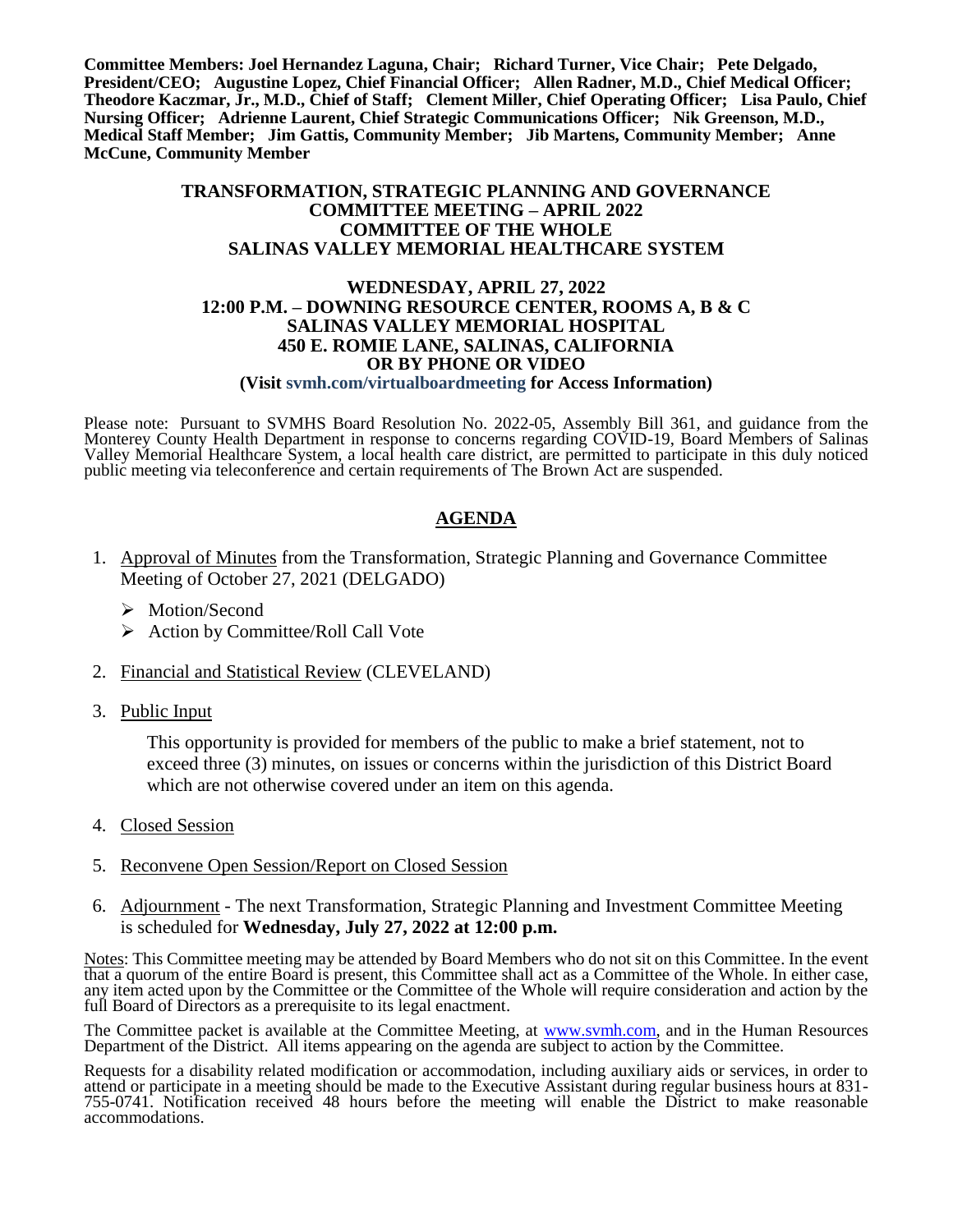**Committee Members: Joel Hernandez Laguna, Chair; Richard Turner, Vice Chair; Pete Delgado, President/CEO; Augustine Lopez, Chief Financial Officer; Allen Radner, M.D., Chief Medical Officer; Theodore Kaczmar, Jr., M.D., Chief of Staff; Clement Miller, Chief Operating Officer; Lisa Paulo, Chief Nursing Officer; Adrienne Laurent, Chief Strategic Communications Officer; Nik Greenson, M.D., Medical Staff Member; Jim Gattis, Community Member; Jib Martens, Community Member; Anne McCune, Community Member**

# TRANSFORMATION, STRATEGIC PLANNING AND GOVERNANCE COMMITTEE MEETING – APRIL 2022 COMMITTEE OF THE WHOLE SALINAS VALLEY MEMORIAL HEALTHCARE SYSTEM

**WEDNESDAY, APRIL 27, 2022**
**12:00 P.M. – DOWNING RESOURCE CENTER, ROOMS A, B & C**
**SALINAS VALLEY MEMORIAL HOSPITAL**
**450 E. ROMIE LANE, SALINAS, CALIFORNIA**
**OR BY PHONE OR VIDEO**
**(Visit svmh.com/virtualboardmeeting for Access Information)**

Please note: Pursuant to SVMHS Board Resolution No. 2022-05, Assembly Bill 361, and guidance from the Monterey County Health Department in response to concerns regarding COVID-19, Board Members of Salinas Valley Memorial Healthcare System, a local health care district, are permitted to participate in this duly noticed public meeting via teleconference and certain requirements of The Brown Act are suspended.

## AGENDA

1. Approval of Minutes from the Transformation, Strategic Planning and Governance Committee Meeting of October 27, 2021 (DELGADO)
   - Motion/Second
   - Action by Committee/Roll Call Vote

2. Financial and Statistical Review (CLEVELAND)

3. Public Input

   This opportunity is provided for members of the public to make a brief statement, not to exceed three (3) minutes, on issues or concerns within the jurisdiction of this District Board which are not otherwise covered under an item on this agenda.

4. Closed Session

5. Reconvene Open Session/Report on Closed Session

6. Adjournment - The next Transformation, Strategic Planning and Investment Committee Meeting is scheduled for **Wednesday, July 27, 2022 at 12:00 p.m.**

Notes: This Committee meeting may be attended by Board Members who do not sit on this Committee. In the event that a quorum of the entire Board is present, this Committee shall act as a Committee of the Whole. In either case, any item acted upon by the Committee or the Committee of the Whole will require consideration and action by the full Board of Directors as a prerequisite to its legal enactment.

The Committee packet is available at the Committee Meeting, at www.svmh.com, and in the Human Resources Department of the District. All items appearing on the agenda are subject to action by the Committee.

Requests for a disability related modification or accommodation, including auxiliary aids or services, in order to attend or participate in a meeting should be made to the Executive Assistant during regular business hours at 831-755-0741. Notification received 48 hours before the meeting will enable the District to make reasonable accommodations.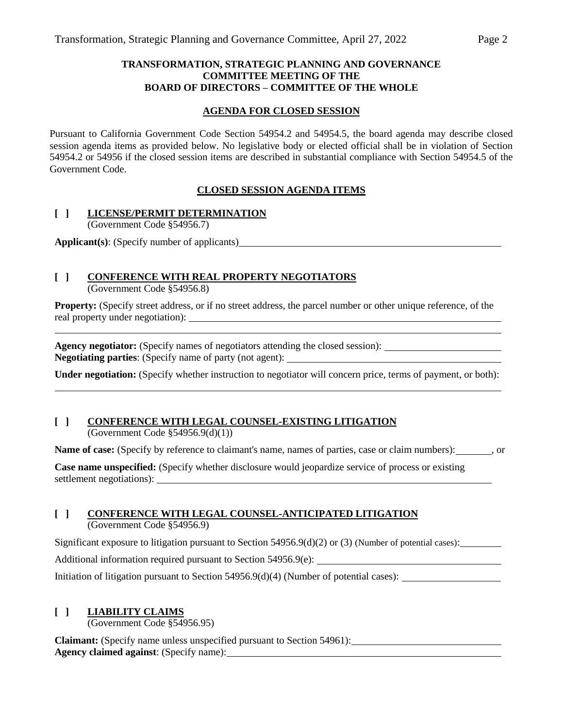**TRANSFORMATION, STRATEGIC PLANNING AND GOVERNANCE COMMITTEE MEETING OF THE BOARD OF DIRECTORS – COMMITTEE OF THE WHOLE**

**AGENDA FOR CLOSED SESSION**

Pursuant to California Government Code Section 54954.2 and 54954.5, the board agenda may describe closed session agenda items as provided below. No legislative body or elected official shall be in violation of Section 54954.2 or 54956 if the closed session items are described in substantial compliance with Section 54954.5 of the Government Code.

**CLOSED SESSION AGENDA ITEMS**

**[ ] LICENSE/PERMIT DETERMINATION**
(Government Code §54956.7)

**Applicant(s)**: (Specify number of applicants) \_\_\_\_\_\_\_\_\_\_\_\_\_\_\_\_\_\_\_\_

**[ ] CONFERENCE WITH REAL PROPERTY NEGOTIATORS**
(Government Code §54956.8)

**Property:** (Specify street address, or if no street address, the parcel number or other unique reference, of the real property under negotiation): \_\_\_\_\_\_\_\_\_\_\_\_\_\_\_\_\_\_\_\_

**Agency negotiator:** (Specify names of negotiators attending the closed session): \_\_\_\_\_\_\_\_\_\_\_\_\_\_\_\_\_\_\_\_
**Negotiating parties**: (Specify name of party (not agent): \_\_\_\_\_\_\_\_\_\_\_\_\_\_\_\_\_\_\_\_

**Under negotiation:** (Specify whether instruction to negotiator will concern price, terms of payment, or both): \_\_\_\_\_\_\_\_\_\_\_\_\_\_\_\_\_\_\_\_

**[ ] CONFERENCE WITH LEGAL COUNSEL-EXISTING LITIGATION**
(Government Code §54956.9(d)(1))

**Name of case:** (Specify by reference to claimant's name, names of parties, case or claim numbers): \_\_\_\_\_\_\_\_, or

**Case name unspecified:** (Specify whether disclosure would jeopardize service of process or existing settlement negotiations): \_\_\_\_\_\_\_\_\_\_\_\_\_\_\_\_\_\_\_\_

**[ ] CONFERENCE WITH LEGAL COUNSEL-ANTICIPATED LITIGATION**
(Government Code §54956.9)

Significant exposure to litigation pursuant to Section 54956.9(d)(2) or (3) (Number of potential cases): \_\_\_\_\_\_\_\_

Additional information required pursuant to Section 54956.9(e): \_\_\_\_\_\_\_\_\_\_\_\_\_\_\_\_\_\_\_\_

Initiation of litigation pursuant to Section 54956.9(d)(4) (Number of potential cases): \_\_\_\_\_\_\_\_\_\_\_\_\_\_\_\_\_\_\_\_

**[ ] LIABILITY CLAIMS**
(Government Code §54956.95)

**Claimant:** (Specify name unless unspecified pursuant to Section 54961): \_\_\_\_\_\_\_\_\_\_\_\_\_\_\_\_\_\_\_\_
**Agency claimed against**: (Specify name): \_\_\_\_\_\_\_\_\_\_\_\_\_\_\_\_\_\_\_\_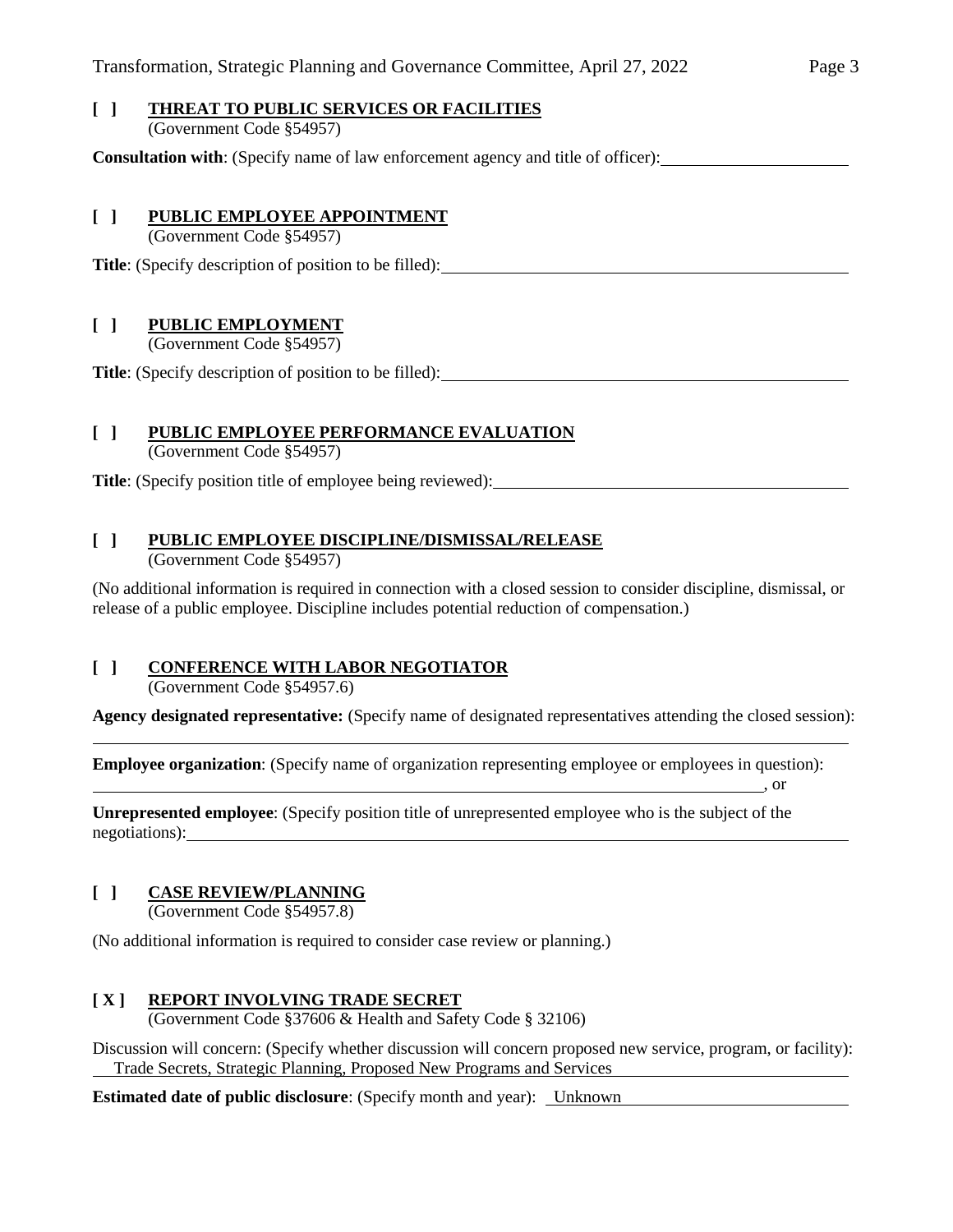**[ ] THREAT TO PUBLIC SERVICES OR FACILITIES**
(Government Code §54957)

**Consultation with**: (Specify name of law enforcement agency and title of officer): ______________________

**[ ] PUBLIC EMPLOYEE APPOINTMENT**
(Government Code §54957)

**Title**: (Specify description of position to be filled): ______________________

**[ ] PUBLIC EMPLOYMENT**
(Government Code §54957)

**Title**: (Specify description of position to be filled): ______________________

**[ ] PUBLIC EMPLOYEE PERFORMANCE EVALUATION**
(Government Code §54957)

**Title**: (Specify position title of employee being reviewed): ______________________

**[ ] PUBLIC EMPLOYEE DISCIPLINE/DISMISSAL/RELEASE**
(Government Code §54957)

(No additional information is required in connection with a closed session to consider discipline, dismissal, or release of a public employee. Discipline includes potential reduction of compensation.)

**[ ] CONFERENCE WITH LABOR NEGOTIATOR**
(Government Code §54957.6)

**Agency designated representative:** (Specify name of designated representatives attending the closed session): ______________________

**Employee organization**: (Specify name of organization representing employee or employees in question): ______________________, or

**Unrepresented employee**: (Specify position title of unrepresented employee who is the subject of the negotiations): ______________________

**[ ] CASE REVIEW/PLANNING**
(Government Code §54957.8)

(No additional information is required to consider case review or planning.)

**[ X ] REPORT INVOLVING TRADE SECRET**
(Government Code §37606 & Health and Safety Code § 32106)

Discussion will concern: (Specify whether discussion will concern proposed new service, program, or facility): Trade Secrets, Strategic Planning, Proposed New Programs and Services

**Estimated date of public disclosure**: (Specify month and year): Unknown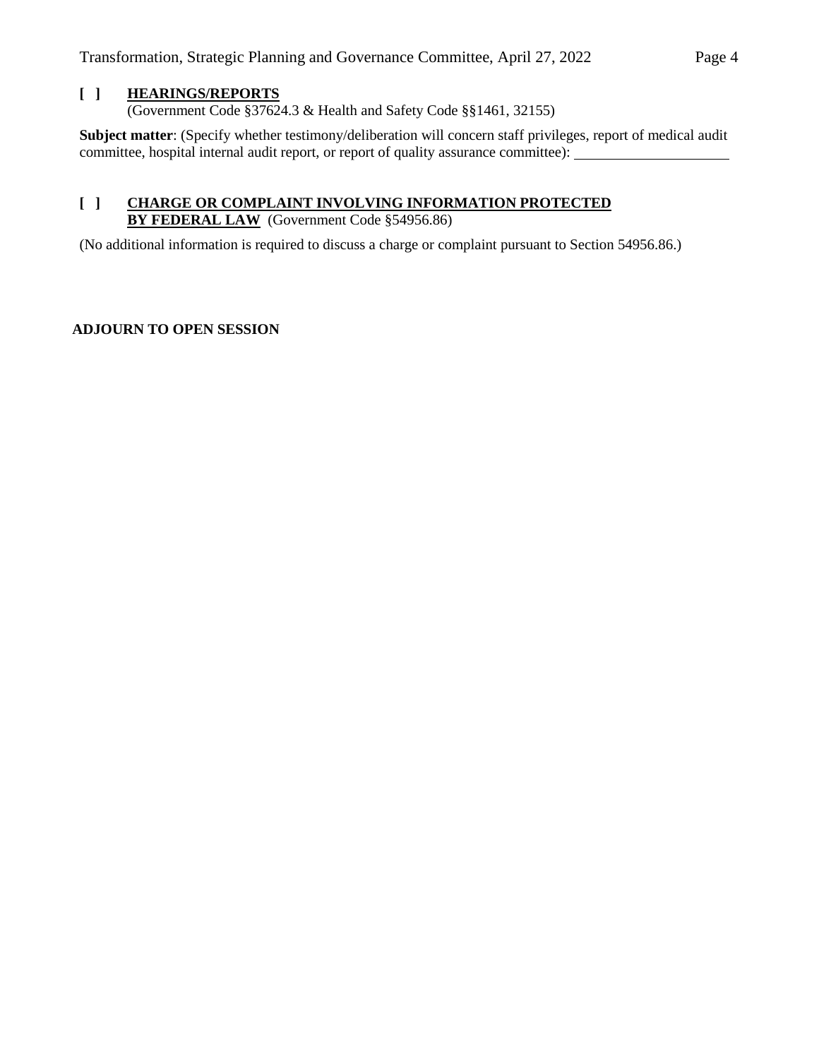**[ ]** **<u>HEARINGS/REPORTS</u>**
(Government Code §37624.3 & Health and Safety Code §§1461, 32155)

**Subject matter**: (Specify whether testimony/deliberation will concern staff privileges, report of medical audit committee, hospital internal audit report, or report of quality assurance committee): ____________________

**[ ]** **<u>CHARGE OR COMPLAINT INVOLVING INFORMATION PROTECTED BY FEDERAL LAW</u>** (Government Code §54956.86)

(No additional information is required to discuss a charge or complaint pursuant to Section 54956.86.)

**ADJOURN TO OPEN SESSION**